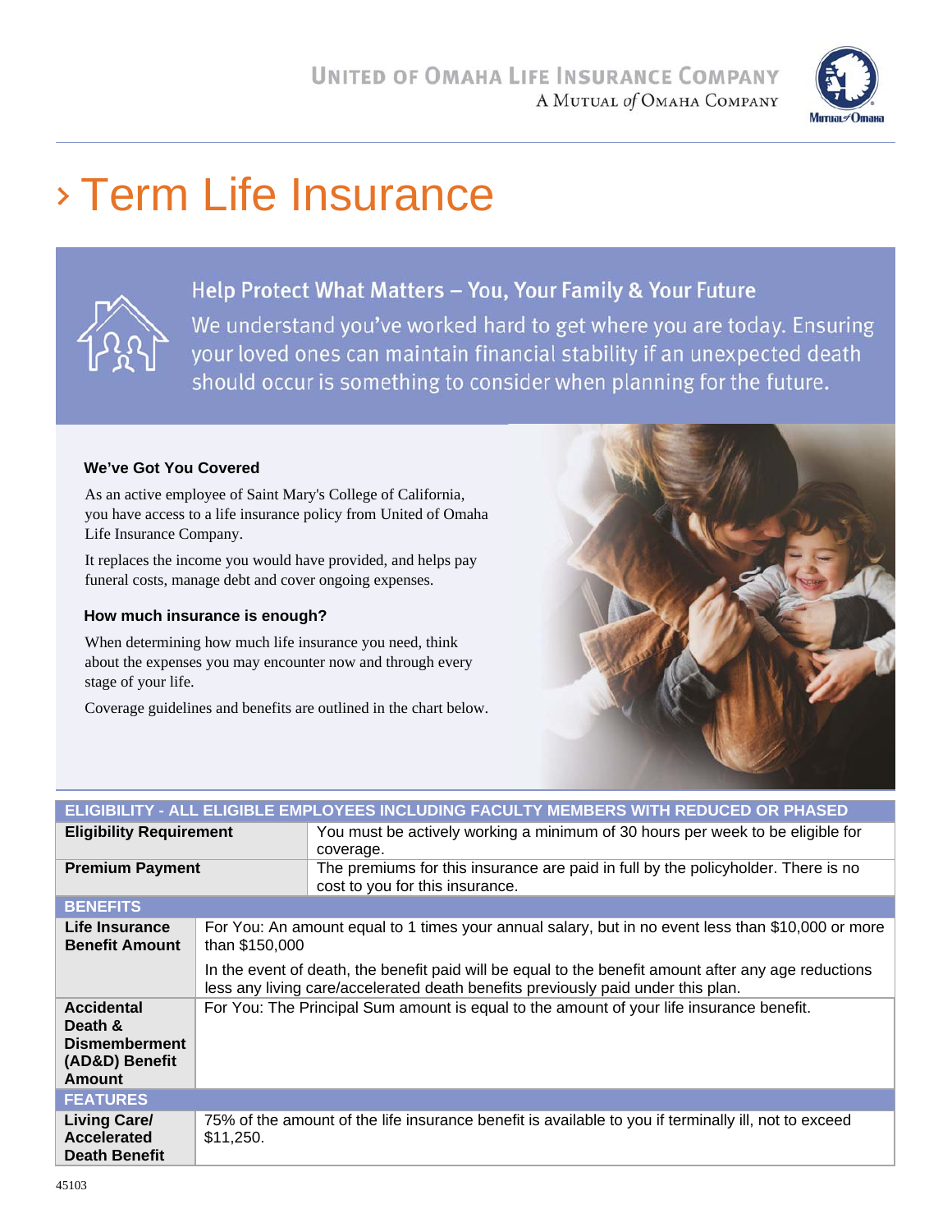UNITED OF OMAHA LIFE INSURANCE COMPANY
A MUTUAL of OMAHA COMPANY

# › Term Life Insurance

## Help Protect What Matters – You, Your Family & Your Future

We understand you've worked hard to get where you are today. Ensuring your loved ones can maintain financial stability if an unexpected death should occur is something to consider when planning for the future.

### We've Got You Covered

As an active employee of Saint Mary's College of California, you have access to a life insurance policy from United of Omaha Life Insurance Company.

It replaces the income you would have provided, and helps pay funeral costs, manage debt and cover ongoing expenses.

### How much insurance is enough?

When determining how much life insurance you need, think about the expenses you may encounter now and through every stage of your life.

Coverage guidelines and benefits are outlined in the chart below.

| ELIGIBILITY - ALL ELIGIBLE EMPLOYEES INCLUDING FACULTY MEMBERS WITH REDUCED OR PHASED | |
|---|---|
| **Eligibility Requirement** | You must be actively working a minimum of 30 hours per week to be eligible for coverage. |
| **Premium Payment** | The premiums for this insurance are paid in full by the policyholder. There is no cost to you for this insurance. |
| **BENEFITS** | |
| **Life Insurance Benefit Amount** | For You: An amount equal to 1 times your annual salary, but in no event less than $10,000 or more than $150,000<br><br>In the event of death, the benefit paid will be equal to the benefit amount after any age reductions less any living care/accelerated death benefits previously paid under this plan. |
| **Accidental Death & Dismemberment (AD&D) Benefit Amount** | For You: The Principal Sum amount is equal to the amount of your life insurance benefit. |
| **FEATURES** | |
| **Living Care/ Accelerated Death Benefit** | 75% of the amount of the life insurance benefit is available to you if terminally ill, not to exceed $11,250. |

45103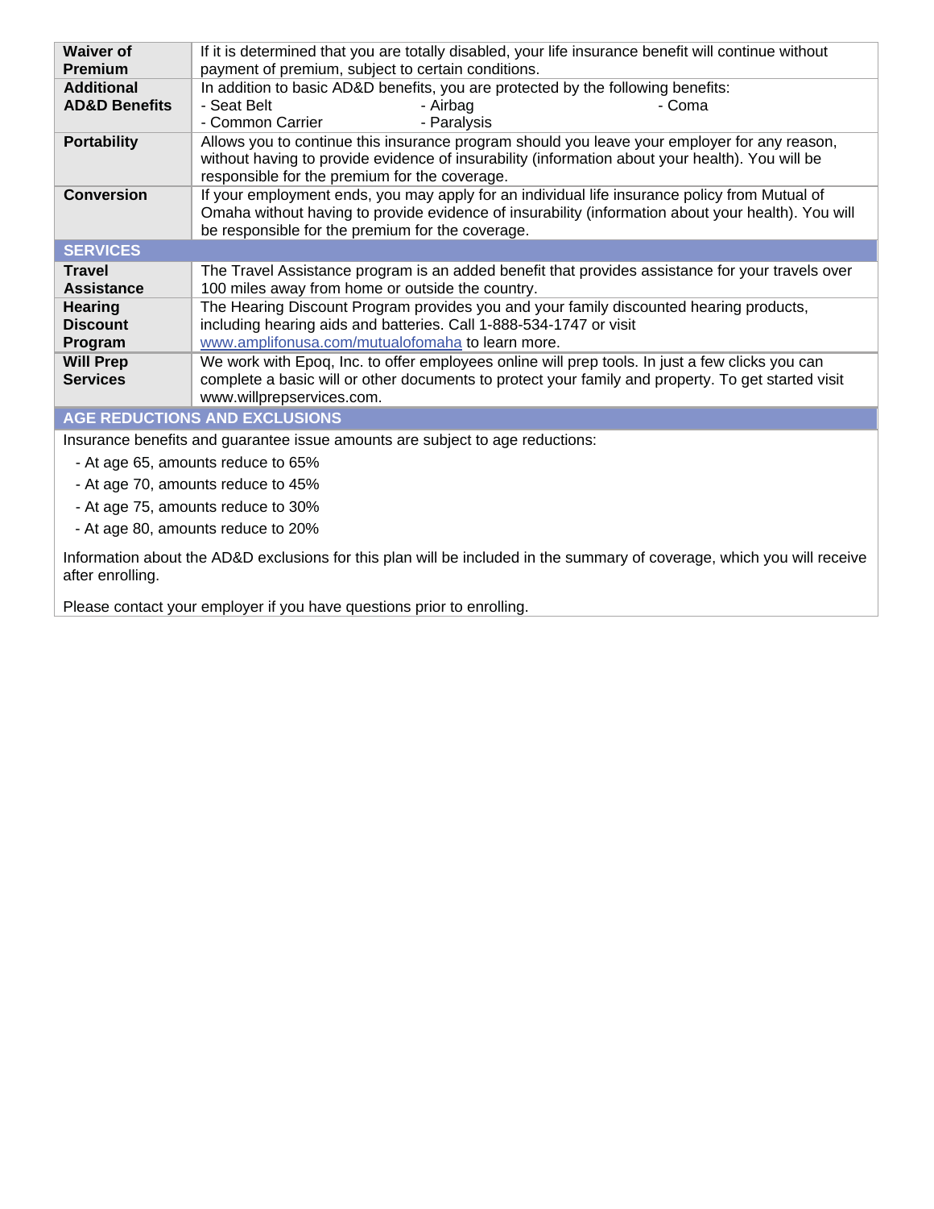| | |
|---|---|
| **Waiver of Premium** | If it is determined that you are totally disabled, your life insurance benefit will continue without payment of premium, subject to certain conditions. |
| **Additional AD&D Benefits** | In addition to basic AD&D benefits, you are protected by the following benefits:<br>- Seat Belt - Airbag - Coma<br>- Common Carrier - Paralysis |
| **Portability** | Allows you to continue this insurance program should you leave your employer for any reason, without having to provide evidence of insurability (information about your health). You will be responsible for the premium for the coverage. |
| **Conversion** | If your employment ends, you may apply for an individual life insurance policy from Mutual of Omaha without having to provide evidence of insurability (information about your health). You will be responsible for the premium for the coverage. |
| **SERVICES** | |
| **Travel Assistance** | The Travel Assistance program is an added benefit that provides assistance for your travels over 100 miles away from home or outside the country. |
| **Hearing Discount Program** | The Hearing Discount Program provides you and your family discounted hearing products, including hearing aids and batteries. Call 1-888-534-1747 or visit www.amplifonusa.com/mutualofomaha to learn more. |
| **Will Prep Services** | We work with Epoq, Inc. to offer employees online will prep tools. In just a few clicks you can complete a basic will or other documents to protect your family and property. To get started visit www.willprepservices.com. |

## AGE REDUCTIONS AND EXCLUSIONS

Insurance benefits and guarantee issue amounts are subject to age reductions:

- At age 65, amounts reduce to 65%
- At age 70, amounts reduce to 45%
- At age 75, amounts reduce to 30%
- At age 80, amounts reduce to 20%

Information about the AD&D exclusions for this plan will be included in the summary of coverage, which you will receive after enrolling.

Please contact your employer if you have questions prior to enrolling.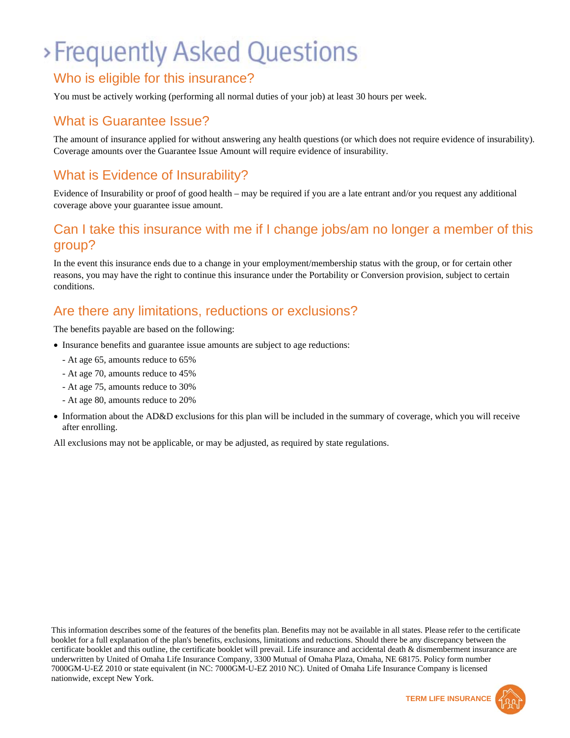# Frequently Asked Questions

## Who is eligible for this insurance?

You must be actively working (performing all normal duties of your job) at least 30 hours per week.

## What is Guarantee Issue?

The amount of insurance applied for without answering any health questions (or which does not require evidence of insurability). Coverage amounts over the Guarantee Issue Amount will require evidence of insurability.

## What is Evidence of Insurability?

Evidence of Insurability or proof of good health – may be required if you are a late entrant and/or you request any additional coverage above your guarantee issue amount.

## Can I take this insurance with me if I change jobs/am no longer a member of this group?

In the event this insurance ends due to a change in your employment/membership status with the group, or for certain other reasons, you may have the right to continue this insurance under the Portability or Conversion provision, subject to certain conditions.

## Are there any limitations, reductions or exclusions?

The benefits payable are based on the following:

- Insurance benefits and guarantee issue amounts are subject to age reductions:
  - At age 65, amounts reduce to 65%
  - At age 70, amounts reduce to 45%
  - At age 75, amounts reduce to 30%
  - At age 80, amounts reduce to 20%
- Information about the AD&D exclusions for this plan will be included in the summary of coverage, which you will receive after enrolling.

All exclusions may not be applicable, or may be adjusted, as required by state regulations.

This information describes some of the features of the benefits plan. Benefits may not be available in all states. Please refer to the certificate booklet for a full explanation of the plan's benefits, exclusions, limitations and reductions. Should there be any discrepancy between the certificate booklet and this outline, the certificate booklet will prevail. Life insurance and accidental death & dismemberment insurance are underwritten by United of Omaha Life Insurance Company, 3300 Mutual of Omaha Plaza, Omaha, NE 68175. Policy form number 7000GM-U-EZ 2010 or state equivalent (in NC: 7000GM-U-EZ 2010 NC). United of Omaha Life Insurance Company is licensed nationwide, except New York.

TERM LIFE INSURANCE